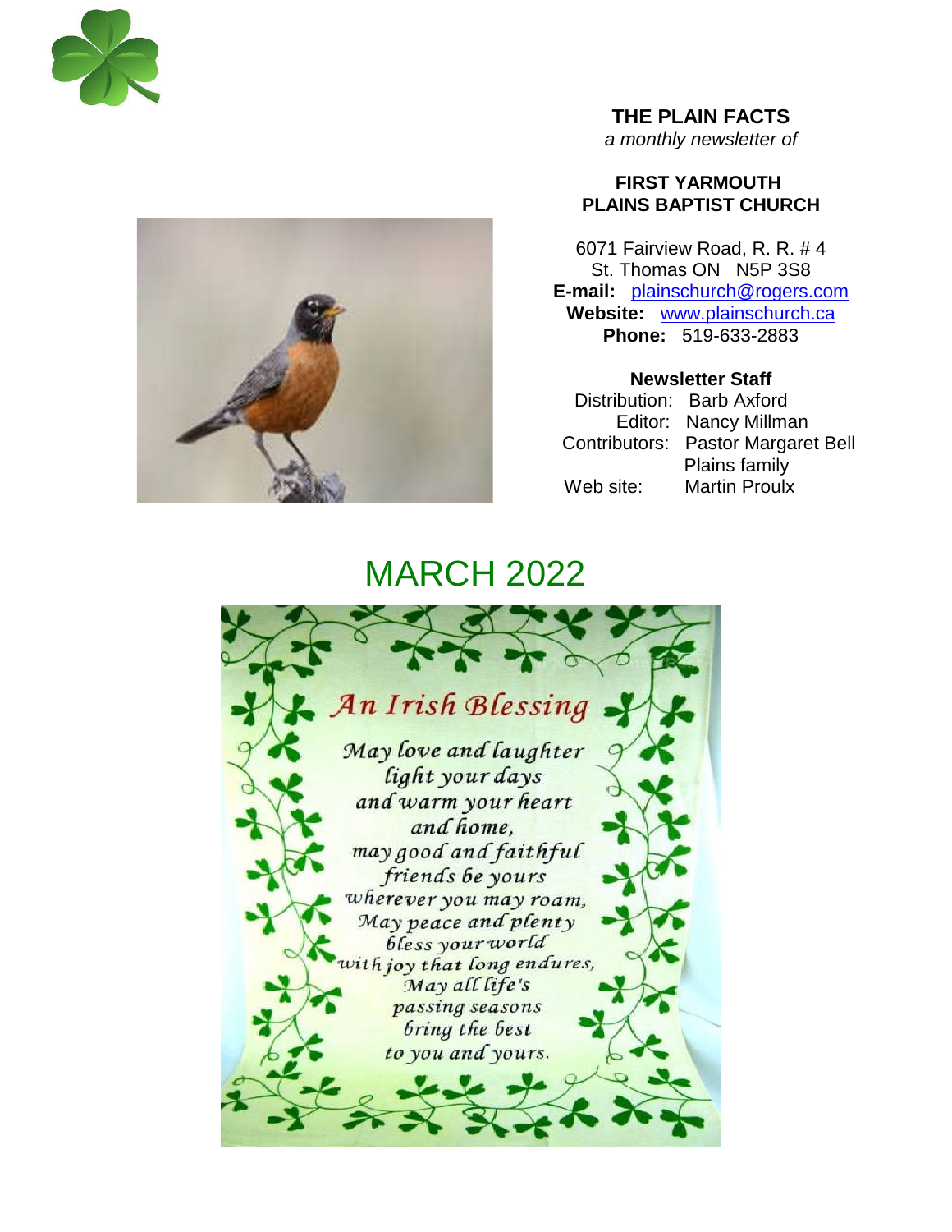# THE PLAIN FACTS

*a monthly newsletter of*

**FIRST YARMOUTH**
**PLAINS BAPTIST CHURCH**

6071 Fairview Road, R. R. # 4
St. Thomas ON N5P 3S8
**E-mail:** plainschurch@rogers.com
**Website:** www.plainschurch.ca
**Phone:** 519-633-2883

**Newsletter Staff**

Distribution: Barb Axford
Editor: Nancy Millman
Contributors: Pastor Margaret Bell
Plains family
Web site: Martin Proulx

## MARCH 2022

*An Irish Blessing*

*May love and laughter*
*light your days*
*and warm your heart*
*and home,*
*may good and faithful*
*friends be yours*
*wherever you may roam,*
*May peace and plenty*
*bless your world*
*with joy that long endures,*
*May all life's*
*passing seasons*
*bring the best*
*to you and yours.*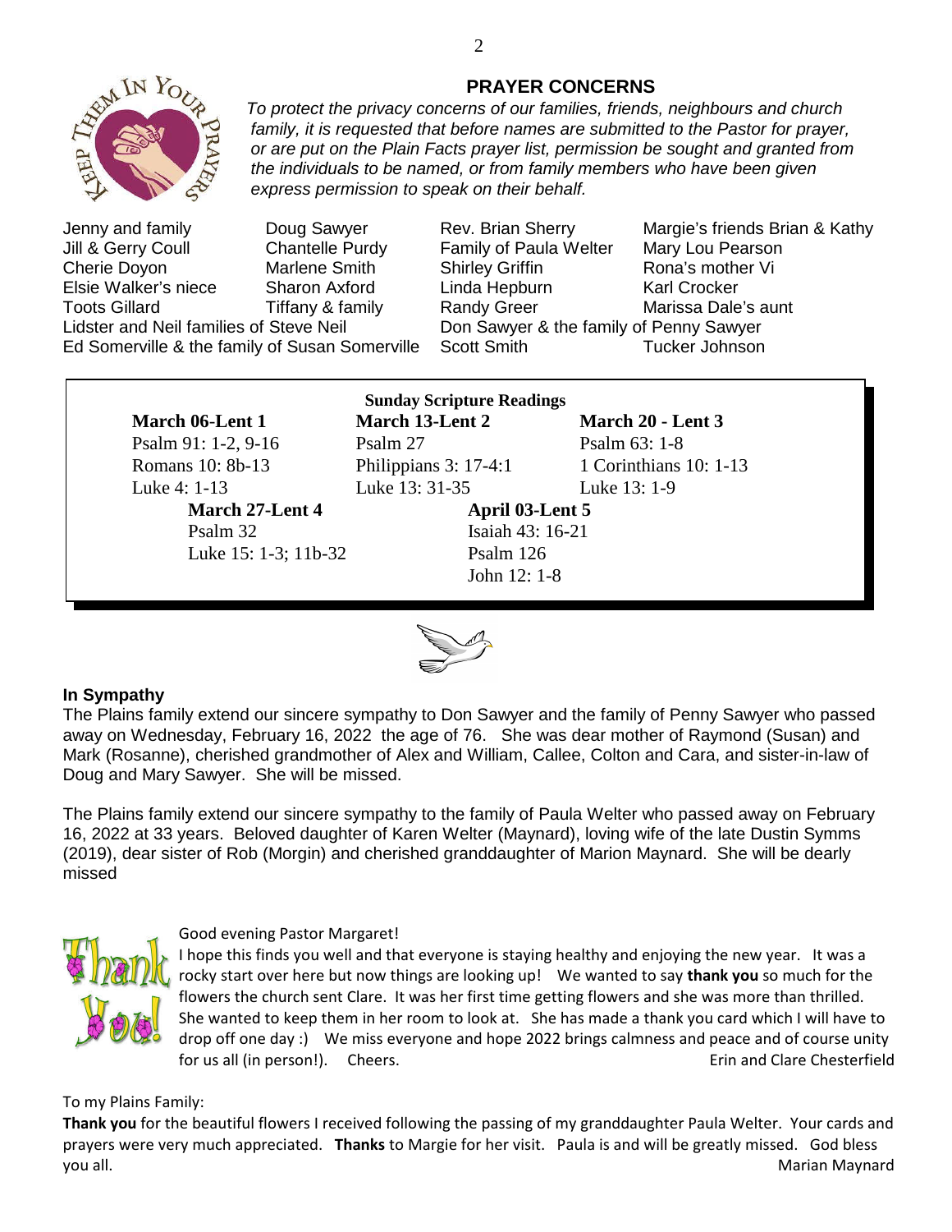## PRAYER CONCERNS

*To protect the privacy concerns of our families, friends, neighbours and church family, it is requested that before names are submitted to the Pastor for prayer, or are put on the Plain Facts prayer list, permission be sought and granted from the individuals to be named, or from family members who have been given express permission to speak on their behalf.*

| | | | |
|---|---|---|---|
| Jenny and family | Doug Sawyer | Rev. Brian Sherry | Margie's friends Brian & Kathy |
| Jill & Gerry Coull | Chantelle Purdy | Family of Paula Welter | Mary Lou Pearson |
| Cherie Doyon | Marlene Smith | Shirley Griffin | Rona's mother Vi |
| Elsie Walker's niece | Sharon Axford | Linda Hepburn | Karl Crocker |
| Toots Gillard | Tiffany & family | Randy Greer | Marissa Dale's aunt |

Lidster and Neil families of Steve Neil
Don Sawyer & the family of Penny Sawyer
Ed Somerville & the family of Susan Somerville
Scott Smith
Tucker Johnson

**Sunday Scripture Readings**

**March 06-Lent 1**
Psalm 91: 1-2, 9-16
Romans 10: 8b-13
Luke 4: 1-13

**March 13-Lent 2**
Psalm 27
Philippians 3: 17-4:1
Luke 13: 31-35

**March 20 - Lent 3**
Psalm 63: 1-8
1 Corinthians 10: 1-13
Luke 13: 1-9

**March 27-Lent 4**
Psalm 32
Luke 15: 1-3; 11b-32

**April 03-Lent 5**
Isaiah 43: 16-21
Psalm 126
John 12: 1-8

**In Sympathy**

The Plains family extend our sincere sympathy to Don Sawyer and the family of Penny Sawyer who passed away on Wednesday, February 16, 2022 the age of 76. She was dear mother of Raymond (Susan) and Mark (Rosanne), cherished grandmother of Alex and William, Callee, Colton and Cara, and sister-in-law of Doug and Mary Sawyer. She will be missed.

The Plains family extend our sincere sympathy to the family of Paula Welter who passed away on February 16, 2022 at 33 years. Beloved daughter of Karen Welter (Maynard), loving wife of the late Dustin Symms (2019), dear sister of Rob (Morgin) and cherished granddaughter of Marion Maynard. She will be dearly missed

Good evening Pastor Margaret!

I hope this finds you well and that everyone is staying healthy and enjoying the new year. It was a rocky start over here but now things are looking up! We wanted to say **thank you** so much for the flowers the church sent Clare. It was her first time getting flowers and she was more than thrilled. She wanted to keep them in her room to look at. She has made a thank you card which I will have to drop off one day :) We miss everyone and hope 2022 brings calmness and peace and of course unity for us all (in person!). Cheers. Erin and Clare Chesterfield

To my Plains Family:

**Thank you** for the beautiful flowers I received following the passing of my granddaughter Paula Welter. Your cards and prayers were very much appreciated. **Thanks** to Margie for her visit. Paula is and will be greatly missed. God bless you all. Marian Maynard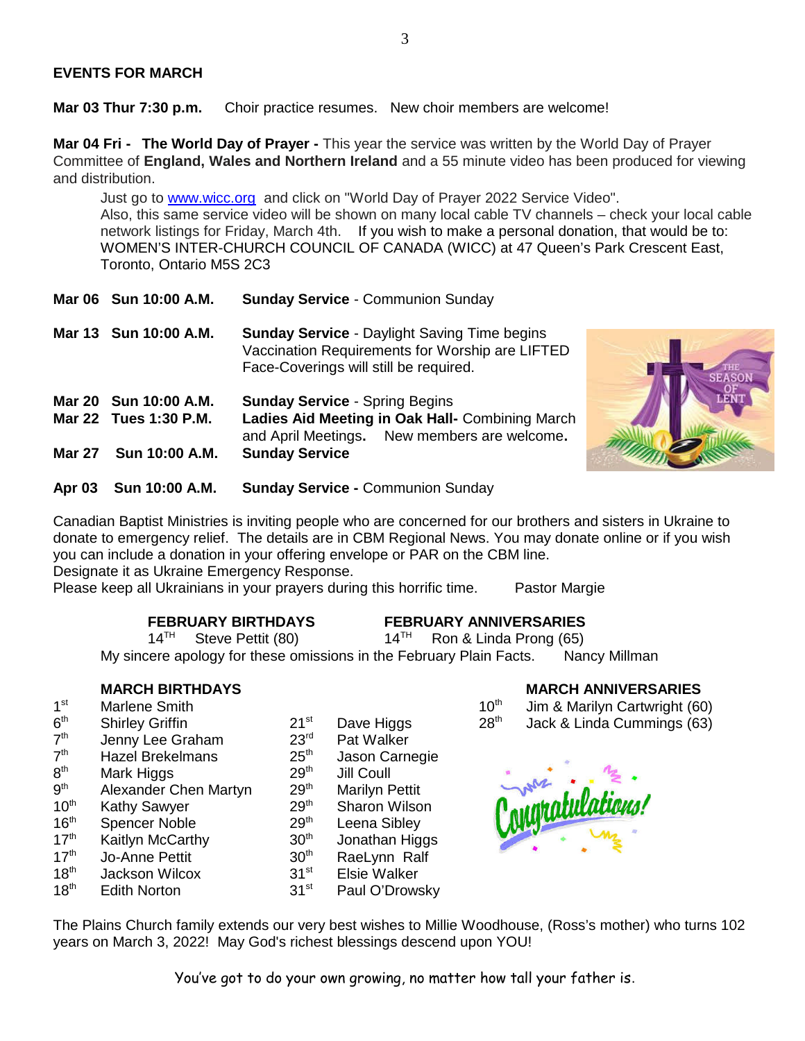## EVENTS FOR MARCH

**Mar 03 Thur 7:30 p.m.** Choir practice resumes. New choir members are welcome!

**Mar 04 Fri - The World Day of Prayer -** This year the service was written by the World Day of Prayer Committee of **England, Wales and Northern Ireland** and a 55 minute video has been produced for viewing and distribution.

Just go to www.wicc.org and click on "World Day of Prayer 2022 Service Video".
Also, this same service video will be shown on many local cable TV channels – check your local cable network listings for Friday, March 4th. If you wish to make a personal donation, that would be to: WOMEN'S INTER-CHURCH COUNCIL OF CANADA (WICC) at 47 Queen's Park Crescent East, Toronto, Ontario M5S 2C3

**Mar 06 Sun 10:00 A.M.** **Sunday Service** - Communion Sunday

**Mar 13 Sun 10:00 A.M.** **Sunday Service** - Daylight Saving Time begins
Vaccination Requirements for Worship are LIFTED
Face-Coverings will still be required.

**Mar 20 Sun 10:00 A.M.** **Sunday Service** - Spring Begins

**Mar 22 Tues 1:30 P.M.** **Ladies Aid Meeting in Oak Hall-** Combining March and April Meetings**.** New members are welcome**.**

**Mar 27 Sun 10:00 A.M.** **Sunday Service**

**Apr 03 Sun 10:00 A.M.** **Sunday Service -** Communion Sunday

Canadian Baptist Ministries is inviting people who are concerned for our brothers and sisters in Ukraine to donate to emergency relief. The details are in CBM Regional News. You may donate online or if you wish you can include a donation in your offering envelope or PAR on the CBM line.
Designate it as Ukraine Emergency Response.
Please keep all Ukrainians in your prayers during this horrific time. Pastor Margie

**FEBRUARY BIRTHDAYS**
14TH Steve Pettit (80)

**FEBRUARY ANNIVERSARIES**
14TH Ron & Linda Prong (65)

My sincere apology for these omissions in the February Plain Facts. Nancy Millman

**MARCH BIRTHDAYS**

- 1st Marlene Smith
- 6th Shirley Griffin
- 7th Jenny Lee Graham
- 7th Hazel Brekelmans
- 8th Mark Higgs
- 9th Alexander Chen Martyn
- 10th Kathy Sawyer
- 16th Spencer Noble
- 17th Kaitlyn McCarthy
- 17th Jo-Anne Pettit
- 18th Jackson Wilcox
- 18th Edith Norton
- 21st Dave Higgs
- 23rd Pat Walker
- 25th Jason Carnegie
- 29th Jill Coull
- 29th Marilyn Pettit
- 29th Sharon Wilson
- 29th Leena Sibley
- 30th Jonathan Higgs
- 30th RaeLynn Ralf
- 31st Elsie Walker
- 31st Paul O'Drowsky

**MARCH ANNIVERSARIES**

- 10th Jim & Marilyn Cartwright (60)
- 28th Jack & Linda Cummings (63)

The Plains Church family extends our very best wishes to Millie Woodhouse, (Ross's mother) who turns 102 years on March 3, 2022! May God's richest blessings descend upon YOU!

You've got to do your own growing, no matter how tall your father is.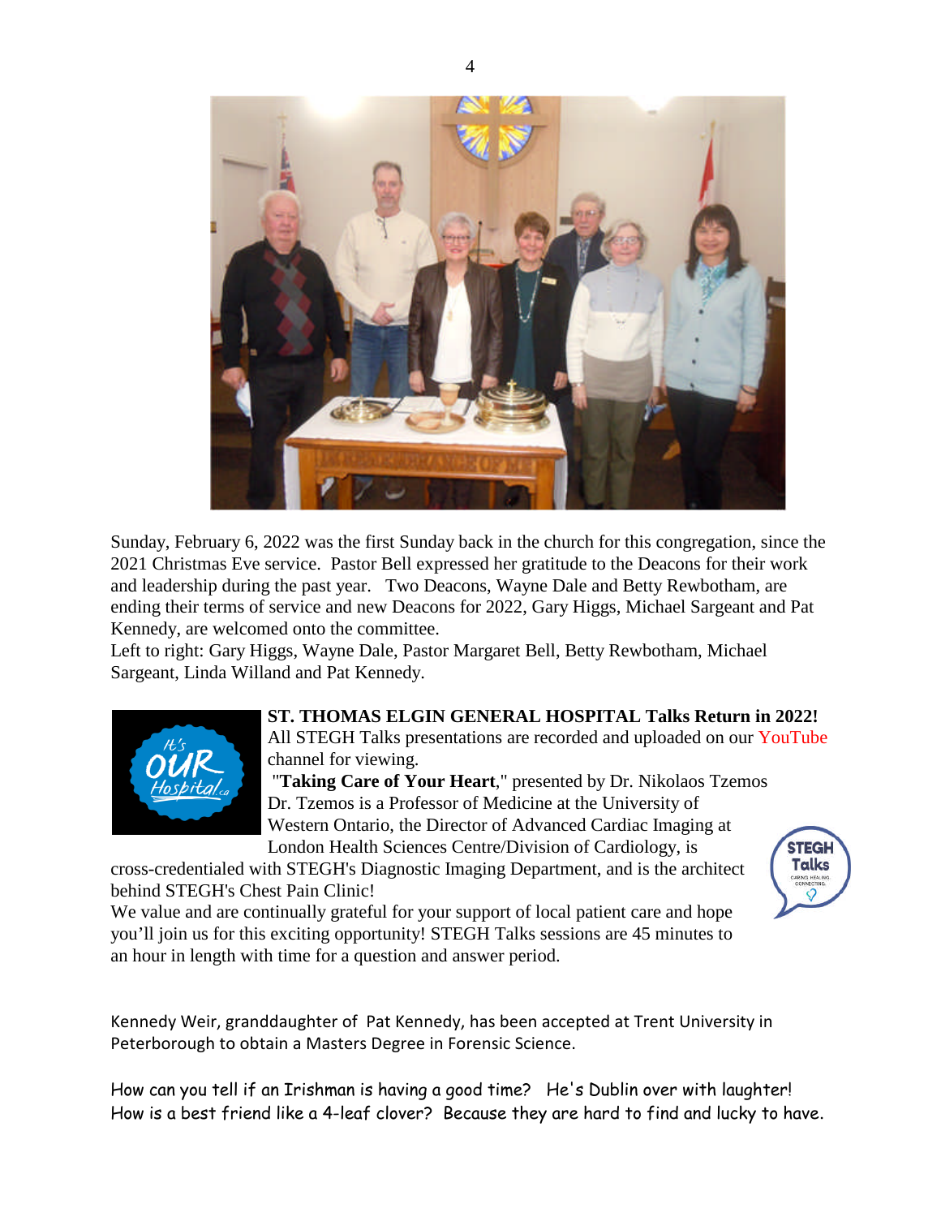Sunday, February 6, 2022 was the first Sunday back in the church for this congregation, since the 2021 Christmas Eve service. Pastor Bell expressed her gratitude to the Deacons for their work and leadership during the past year. Two Deacons, Wayne Dale and Betty Rewbotham, are ending their terms of service and new Deacons for 2022, Gary Higgs, Michael Sargeant and Pat Kennedy, are welcomed onto the committee.
Left to right: Gary Higgs, Wayne Dale, Pastor Margaret Bell, Betty Rewbotham, Michael Sargeant, Linda Willand and Pat Kennedy.

**ST. THOMAS ELGIN GENERAL HOSPITAL Talks Return in 2022!**
All STEGH Talks presentations are recorded and uploaded on our YouTube channel for viewing.
"**Taking Care of Your Heart**," presented by Dr. Nikolaos Tzemos
Dr. Tzemos is a Professor of Medicine at the University of Western Ontario, the Director of Advanced Cardiac Imaging at London Health Sciences Centre/Division of Cardiology, is cross-credentialed with STEGH's Diagnostic Imaging Department, and is the architect behind STEGH's Chest Pain Clinic!
We value and are continually grateful for your support of local patient care and hope you'll join us for this exciting opportunity! STEGH Talks sessions are 45 minutes to an hour in length with time for a question and answer period.

Kennedy Weir, granddaughter of Pat Kennedy, has been accepted at Trent University in Peterborough to obtain a Masters Degree in Forensic Science.

How can you tell if an Irishman is having a good time? He's Dublin over with laughter!
How is a best friend like a 4-leaf clover? Because they are hard to find and lucky to have.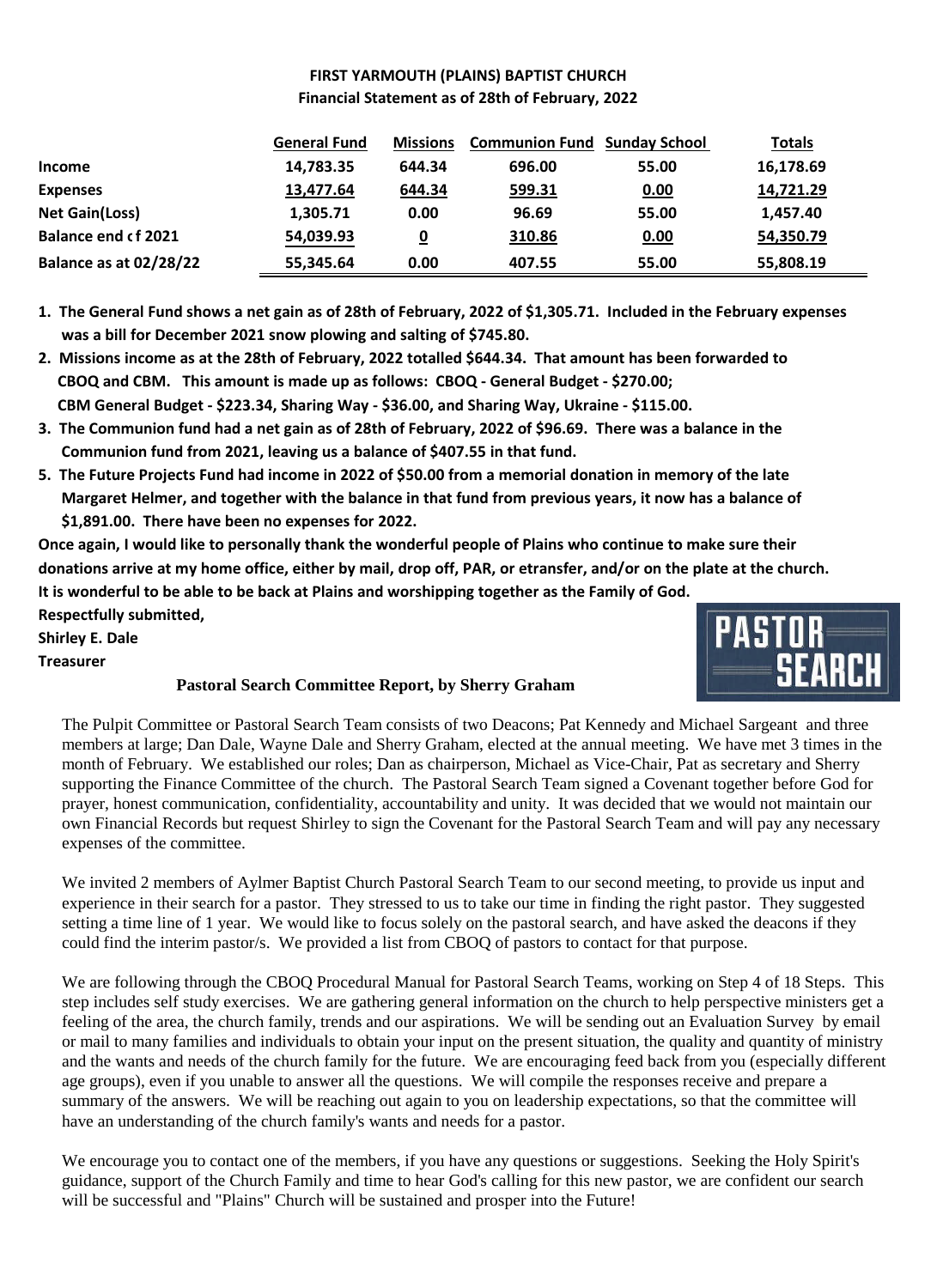**FIRST YARMOUTH (PLAINS) BAPTIST CHURCH**
**Financial Statement as of 28th of February, 2022**

| | General Fund | Missions | Communion Fund | Sunday School | Totals |
|---|---|---|---|---|---|
| **Income** | 14,783.35 | 644.34 | 696.00 | 55.00 | 16,178.69 |
| **Expenses** | 13,477.64 | 644.34 | 599.31 | 0.00 | 14,721.29 |
| **Net Gain(Loss)** | 1,305.71 | 0.00 | 96.69 | 55.00 | 1,457.40 |
| **Balance end of 2021** | 54,039.93 | 0 | 310.86 | 0.00 | 54,350.79 |
| **Balance as at 02/28/22** | 55,345.64 | 0.00 | 407.55 | 55.00 | 55,808.19 |

**1. The General Fund shows a net gain as of 28th of February, 2022 of $1,305.71. Included in the February expenses was a bill for December 2021 snow plowing and salting of $745.80.**

**2. Missions income as at the 28th of February, 2022 totalled $644.34. That amount has been forwarded to CBOQ and CBM. This amount is made up as follows: CBOQ - General Budget - $270.00; CBM General Budget - $223.34, Sharing Way - $36.00, and Sharing Way, Ukraine - $115.00.**

**3. The Communion fund had a net gain as of 28th of February, 2022 of $96.69. There was a balance in the Communion fund from 2021, leaving us a balance of $407.55 in that fund.**

**5. The Future Projects Fund had income in 2022 of $50.00 from a memorial donation in memory of the late Margaret Helmer, and together with the balance in that fund from previous years, it now has a balance of $1,891.00. There have been no expenses for 2022.**

**Once again, I would like to personally thank the wonderful people of Plains who continue to make sure their donations arrive at my home office, either by mail, drop off, PAR, or etransfer, and/or on the plate at the church. It is wonderful to be able to be back at Plains and worshipping together as the Family of God.**

**Respectfully submitted,**
**Shirley E. Dale**
**Treasurer**

PASTOR SEARCH

**Pastoral Search Committee Report, by Sherry Graham**

The Pulpit Committee or Pastoral Search Team consists of two Deacons; Pat Kennedy and Michael Sargeant and three members at large; Dan Dale, Wayne Dale and Sherry Graham, elected at the annual meeting. We have met 3 times in the month of February. We established our roles; Dan as chairperson, Michael as Vice-Chair, Pat as secretary and Sherry supporting the Finance Committee of the church. The Pastoral Search Team signed a Covenant together before God for prayer, honest communication, confidentiality, accountability and unity. It was decided that we would not maintain our own Financial Records but request Shirley to sign the Covenant for the Pastoral Search Team and will pay any necessary expenses of the committee.

We invited 2 members of Aylmer Baptist Church Pastoral Search Team to our second meeting, to provide us input and experience in their search for a pastor. They stressed to us to take our time in finding the right pastor. They suggested setting a time line of 1 year. We would like to focus solely on the pastoral search, and have asked the deacons if they could find the interim pastor/s. We provided a list from CBOQ of pastors to contact for that purpose.

We are following through the CBOQ Procedural Manual for Pastoral Search Teams, working on Step 4 of 18 Steps. This step includes self study exercises. We are gathering general information on the church to help perspective ministers get a feeling of the area, the church family, trends and our aspirations. We will be sending out an Evaluation Survey by email or mail to many families and individuals to obtain your input on the present situation, the quality and quantity of ministry and the wants and needs of the church family for the future. We are encouraging feed back from you (especially different age groups), even if you unable to answer all the questions. We will compile the responses receive and prepare a summary of the answers. We will be reaching out again to you on leadership expectations, so that the committee will have an understanding of the church family's wants and needs for a pastor.

We encourage you to contact one of the members, if you have any questions or suggestions. Seeking the Holy Spirit's guidance, support of the Church Family and time to hear God's calling for this new pastor, we are confident our search will be successful and "Plains" Church will be sustained and prosper into the Future!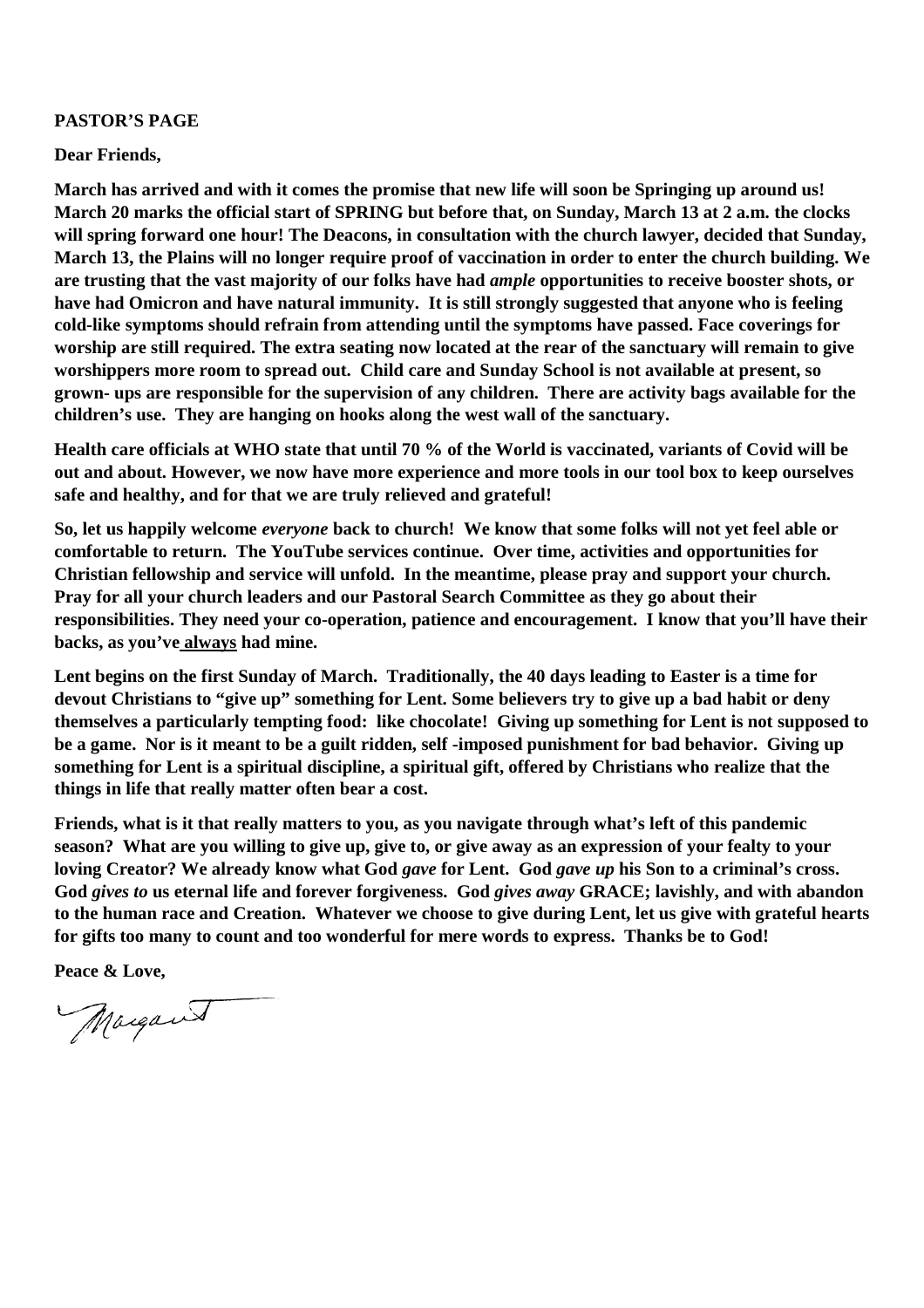**PASTOR'S PAGE**

**Dear Friends,**

**March has arrived and with it comes the promise that new life will soon be Springing up around us! March 20 marks the official start of SPRING but before that, on Sunday, March 13 at 2 a.m. the clocks will spring forward one hour! The Deacons, in consultation with the church lawyer, decided that Sunday, March 13, the Plains will no longer require proof of vaccination in order to enter the church building. We are trusting that the vast majority of our folks have had *ample* opportunities to receive booster shots, or have had Omicron and have natural immunity. It is still strongly suggested that anyone who is feeling cold-like symptoms should refrain from attending until the symptoms have passed. Face coverings for worship are still required. The extra seating now located at the rear of the sanctuary will remain to give worshippers more room to spread out. Child care and Sunday School is not available at present, so grown- ups are responsible for the supervision of any children. There are activity bags available for the children's use. They are hanging on hooks along the west wall of the sanctuary.**

**Health care officials at WHO state that until 70 % of the World is vaccinated, variants of Covid will be out and about. However, we now have more experience and more tools in our tool box to keep ourselves safe and healthy, and for that we are truly relieved and grateful!**

**So, let us happily welcome *everyone* back to church! We know that some folks will not yet feel able or comfortable to return. The YouTube services continue. Over time, activities and opportunities for Christian fellowship and service will unfold. In the meantime, please pray and support your church. Pray for all your church leaders and our Pastoral Search Committee as they go about their responsibilities. They need your co-operation, patience and encouragement. I know that you'll have their backs, as you've <u>always</u> had mine.**

**Lent begins on the first Sunday of March. Traditionally, the 40 days leading to Easter is a time for devout Christians to "give up" something for Lent. Some believers try to give up a bad habit or deny themselves a particularly tempting food: like chocolate! Giving up something for Lent is not supposed to be a game. Nor is it meant to be a guilt ridden, self -imposed punishment for bad behavior. Giving up something for Lent is a spiritual discipline, a spiritual gift, offered by Christians who realize that the things in life that really matter often bear a cost.**

**Friends, what is it that really matters to you, as you navigate through what's left of this pandemic season? What are you willing to give up, give to, or give away as an expression of your fealty to your loving Creator? We already know what God *gave* for Lent. God *gave up* his Son to a criminal's cross. God *gives to* us eternal life and forever forgiveness. God *gives away* GRACE; lavishly, and with abandon to the human race and Creation. Whatever we choose to give during Lent, let us give with grateful hearts for gifts too many to count and too wonderful for mere words to express. Thanks be to God!**

**Peace & Love,**

Margaret